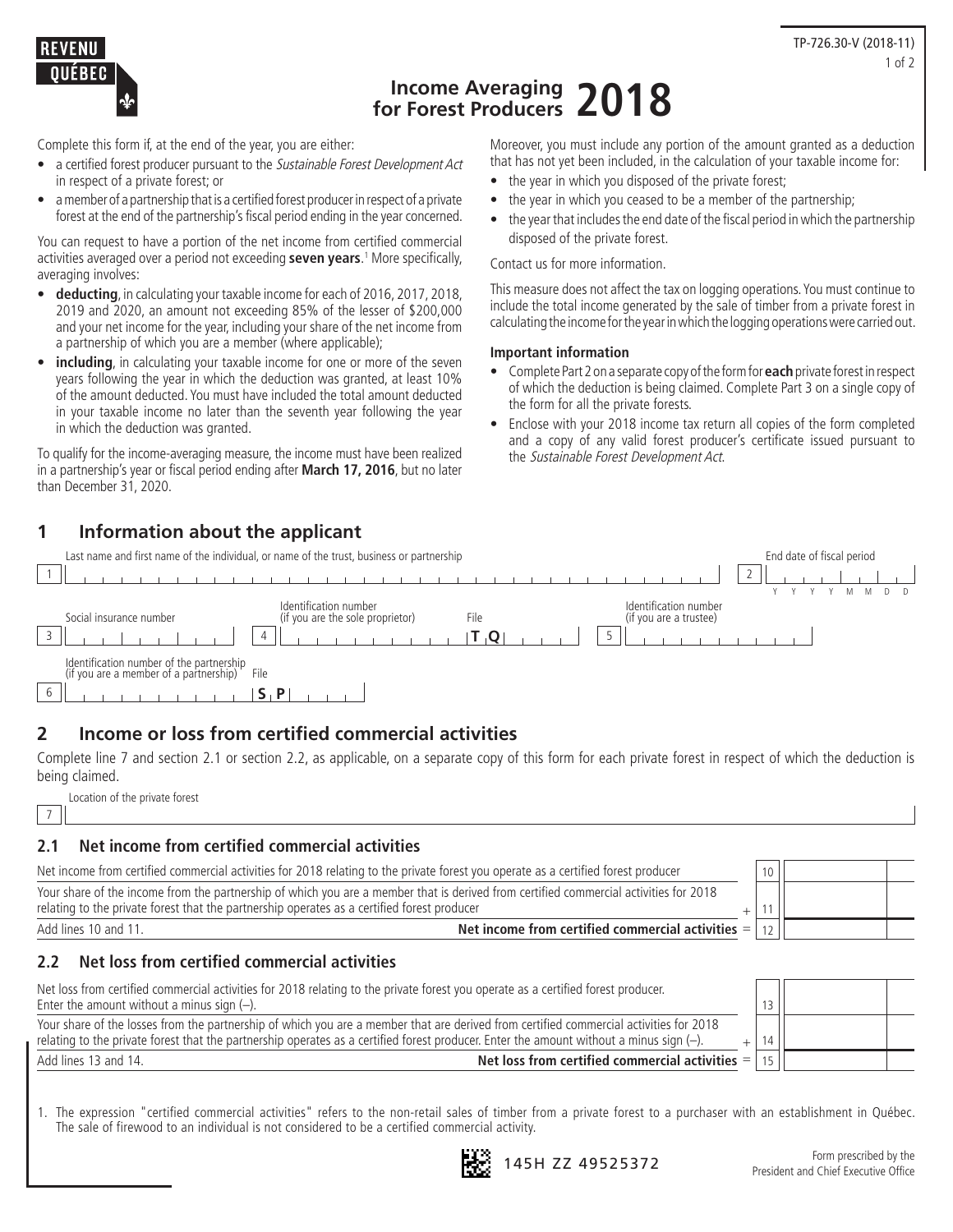REVENU QUÉBEC

TP-726.30-V (2018-11)

# Income Averaging for Forest Producers 2018

Complete this form if, at the end of the year, you are either:

- a certified forest producer pursuant to the *Sustainable Forest Development Act* in respect of a private forest; or
- a member of a partnership that is a certified forest producer in respect of a private forest at the end of the partnership's fiscal period ending in the year concerned.

You can request to have a portion of the net income from certified commercial activities averaged over a period not exceeding **seven years**.[1] More specifically, averaging involves:

- **deducting**, in calculating your taxable income for each of 2016, 2017, 2018, 2019 and 2020, an amount not exceeding 85% of the lesser of $200,000 and your net income for the year, including your share of the net income from a partnership of which you are a member (where applicable);
- **including**, in calculating your taxable income for one or more of the seven years following the year in which the deduction was granted, at least 10% of the amount deducted. You must have included the total amount deducted in your taxable income no later than the seventh year following the year in which the deduction was granted.

To qualify for the income-averaging measure, the income must have been realized in a partnership's year or fiscal period ending after **March 17, 2016**, but no later than December 31, 2020.

Moreover, you must include any portion of the amount granted as a deduction that has not yet been included, in the calculation of your taxable income for:

- the year in which you disposed of the private forest;
- the year in which you ceased to be a member of the partnership;
- the year that includes the end date of the fiscal period in which the partnership disposed of the private forest.

Contact us for more information.

This measure does not affect the tax on logging operations. You must continue to include the total income generated by the sale of timber from a private forest in calculating the income for the year in which the logging operations were carried out.

**Important information**

- Complete Part 2 on a separate copy of the form for **each** private forest in respect of which the deduction is being claimed. Complete Part 3 on a single copy of the form for all the private forests.
- Enclose with your 2018 income tax return all copies of the form completed and a copy of any valid forest producer's certificate issued pursuant to the *Sustainable Forest Development Act*.

## 1 Information about the applicant

| Line | Field |
|---|---|
| 1 | Last name and first name of the individual, or name of the trust, business or partnership |
| 2 | End date of fiscal period (YYYYMMDD) |
| 3 | Social insurance number |
| 4 | Identification number (if you are the sole proprietor) — File TQ |
| 5 | Identification number (if you are a trustee) |
| 6 | Identification number of the partnership (if you are a member of a partnership) — File SP |

## 2 Income or loss from certified commercial activities

Complete line 7 and section 2.1 or section 2.2, as applicable, on a separate copy of this form for each private forest in respect of which the deduction is being claimed.

7 Location of the private forest

### 2.1 Net income from certified commercial activities

| Description | | Line | Amount |
|---|---|---|---|
| Net income from certified commercial activities for 2018 relating to the private forest you operate as a certified forest producer | | 10 | |
| Your share of the income from the partnership of which you are a member that is derived from certified commercial activities for 2018 relating to the private forest that the partnership operates as a certified forest producer | + | 11 | |
| Add lines 10 and 11. **Net income from certified commercial activities** | = | 12 | |

### 2.2 Net loss from certified commercial activities

| Description | | Line | Amount |
|---|---|---|---|
| Net loss from certified commercial activities for 2018 relating to the private forest you operate as a certified forest producer. Enter the amount without a minus sign (–). | | 13 | |
| Your share of the losses from the partnership of which you are a member that are derived from certified commercial activities for 2018 relating to the private forest that the partnership operates as a certified forest producer. Enter the amount without a minus sign (–). | + | 14 | |
| Add lines 13 and 14. **Net loss from certified commercial activities** | = | 15 | |

1. The expression "certified commercial activities" refers to the non-retail sales of timber from a private forest to a purchaser with an establishment in Québec. The sale of firewood to an individual is not considered to be a certified commercial activity.

145H ZZ 49525372

Form prescribed by the President and Chief Executive Office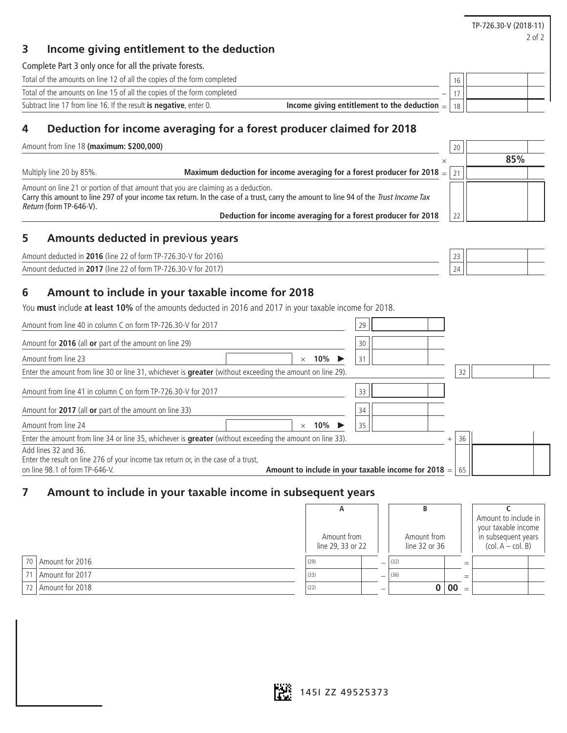## 3 Income giving entitlement to the deduction

Complete Part 3 only once for all the private forests.

| | | | |
|---|---|---|---|
| Total of the amounts on line 12 of all the copies of the form completed | | 16 | |
| Total of the amounts on line 15 of all the copies of the form completed | – | 17 | |
| Subtract line 17 from line 16. If the result **is negative**, enter 0. | **Income giving entitlement to the deduction** = | 18 | |

## 4 Deduction for income averaging for a forest producer claimed for 2018

| | | | |
|---|---|---|---|
| Amount from line 18 **(maximum: $200,000)** | | 20 | |
| | × | | **85%** |
| Multiply line 20 by 85%. | **Maximum deduction for income averaging for a forest producer for 2018** = | 21 | |
| Amount on line 21 or portion of that amount that you are claiming as a deduction. Carry this amount to line 297 of your income tax return. In the case of a trust, carry the amount to line 94 of the *Trust Income Tax Return* (form TP-646-V). | **Deduction for income averaging for a forest producer for 2018** | 22 | |

## 5 Amounts deducted in previous years

| | | |
|---|---|---|
| Amount deducted in **2016** (line 22 of form TP-726.30-V for 2016) | 23 | |
| Amount deducted in **2017** (line 22 of form TP-726.30-V for 2017) | 24 | |

## 6 Amount to include in your taxable income for 2018

You **must** include **at least 10%** of the amounts deducted in 2016 and 2017 in your taxable income for 2018.

| | | | | | | |
|---|---|---|---|---|---|---|
| Amount from line 40 in column C on form TP-726.30-V for 2017 | | | 29 | | | |
| Amount for **2016** (all **or** part of the amount on line 29) | | | 30 | | | |
| Amount from line 23 | | × 10% ► | 31 | | | |
| Enter the amount from line 30 or line 31, whichever is **greater** (without exceeding the amount on line 29). | | | | | 32 | |
| Amount from line 41 in column C on form TP-726.30-V for 2017 | | | 33 | | | |
| Amount for **2017** (all **or** part of the amount on line 33) | | | 34 | | | |
| Amount from line 24 | | × 10% ► | 35 | | | |
| Enter the amount from line 34 or line 35, whichever is **greater** (without exceeding the amount on line 33). | | | | + | 36 | |
| Add lines 32 and 36. Enter the result on line 276 of your income tax return or, in the case of a trust, on line 98.1 of form TP-646-V. | | **Amount to include in your taxable income for 2018** = | | | 65 | |

## 7 Amount to include in your taxable income in subsequent years

| | | A<br>Amount from line 29, 33 or 22 | | B<br>Amount from line 32 or 36 | | C<br>Amount to include in your taxable income in subsequent years (col. A – col. B) |
|---|---|---|---|---|---|---|
| 70 | Amount for 2016 | (29) | – | (32) | = | |
| 71 | Amount for 2017 | (33) | – | (36) | = | |
| 72 | Amount for 2018 | (22) | – | 0 00 | = | |